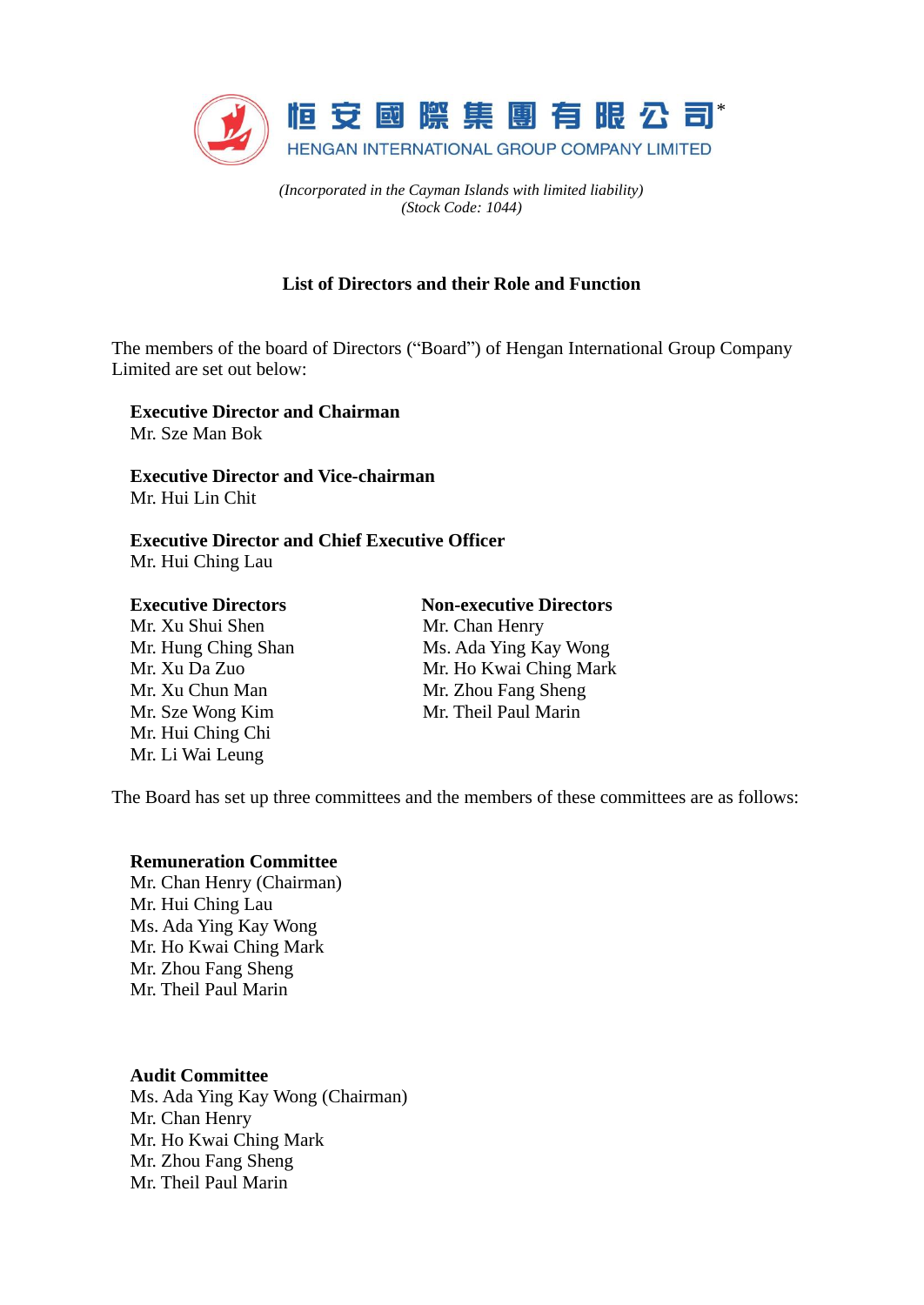# 恒安國際集團有限公司*

HENGAN INTERNATIONAL GROUP COMPANY LIMITED

*(Incorporated in the Cayman Islands with limited liability)*
*(Stock Code: 1044)*

## List of Directors and their Role and Function

The members of the board of Directors ("Board") of Hengan International Group Company Limited are set out below:

**Executive Director and Chairman**
Mr. Sze Man Bok

**Executive Director and Vice-chairman**
Mr. Hui Lin Chit

**Executive Director and Chief Executive Officer**
Mr. Hui Ching Lau

**Executive Directors**
Mr. Xu Shui Shen
Mr. Hung Ching Shan
Mr. Xu Da Zuo
Mr. Xu Chun Man
Mr. Sze Wong Kim
Mr. Hui Ching Chi
Mr. Li Wai Leung

**Non-executive Directors**
Mr. Chan Henry
Ms. Ada Ying Kay Wong
Mr. Ho Kwai Ching Mark
Mr. Zhou Fang Sheng
Mr. Theil Paul Marin

The Board has set up three committees and the members of these committees are as follows:

**Remuneration Committee**
Mr. Chan Henry (Chairman)
Mr. Hui Ching Lau
Ms. Ada Ying Kay Wong
Mr. Ho Kwai Ching Mark
Mr. Zhou Fang Sheng
Mr. Theil Paul Marin

**Audit Committee**
Ms. Ada Ying Kay Wong (Chairman)
Mr. Chan Henry
Mr. Ho Kwai Ching Mark
Mr. Zhou Fang Sheng
Mr. Theil Paul Marin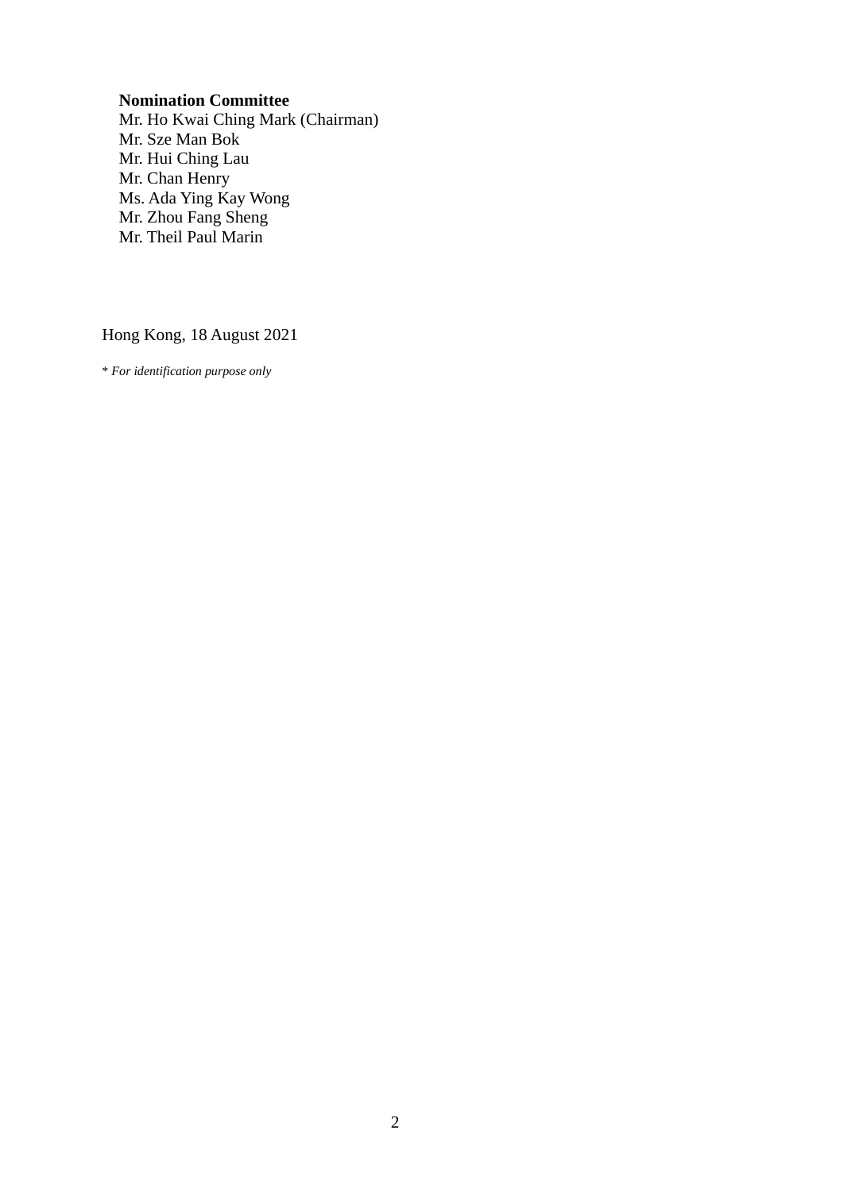**Nomination Committee**

Mr. Ho Kwai Ching Mark (Chairman)
Mr. Sze Man Bok
Mr. Hui Ching Lau
Mr. Chan Henry
Ms. Ada Ying Kay Wong
Mr. Zhou Fang Sheng
Mr. Theil Paul Marin

Hong Kong, 18 August 2021

* *For identification purpose only*